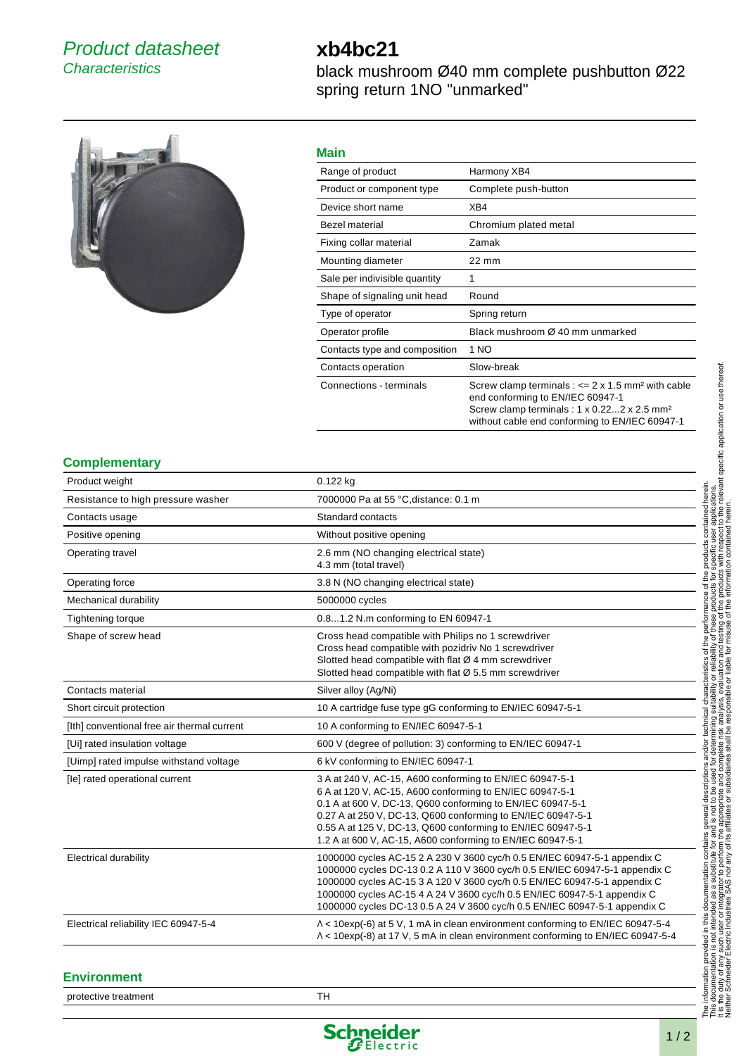*Product datasheet*
*Characteristics*

# xb4bc21

black mushroom Ø40 mm complete pushbutton Ø22 spring return 1NO "unmarked"

## Main

| | |
|---|---|
| Range of product | Harmony XB4 |
| Product or component type | Complete push-button |
| Device short name | XB4 |
| Bezel material | Chromium plated metal |
| Fixing collar material | Zamak |
| Mounting diameter | 22 mm |
| Sale per indivisible quantity | 1 |
| Shape of signaling unit head | Round |
| Type of operator | Spring return |
| Operator profile | Black mushroom Ø 40 mm unmarked |
| Contacts type and composition | 1 NO |
| Contacts operation | Slow-break |
| Connections - terminals | Screw clamp terminals : <= 2 x 1.5 mm² with cable end conforming to EN/IEC 60947-1<br>Screw clamp terminals : 1 x 0.22...2 x 2.5 mm² without cable end conforming to EN/IEC 60947-1 |

## Complementary

| | |
|---|---|
| Product weight | 0.122 kg |
| Resistance to high pressure washer | 7000000 Pa at 55 °C,distance: 0.1 m |
| Contacts usage | Standard contacts |
| Positive opening | Without positive opening |
| Operating travel | 2.6 mm (NO changing electrical state)<br>4.3 mm (total travel) |
| Operating force | 3.8 N (NO changing electrical state) |
| Mechanical durability | 5000000 cycles |
| Tightening torque | 0.8...1.2 N.m conforming to EN 60947-1 |
| Shape of screw head | Cross head compatible with Philips no 1 screwdriver<br>Cross head compatible with pozidriv No 1 screwdriver<br>Slotted head compatible with flat Ø 4 mm screwdriver<br>Slotted head compatible with flat Ø 5.5 mm screwdriver |
| Contacts material | Silver alloy (Ag/Ni) |
| Short circuit protection | 10 A cartridge fuse type gG conforming to EN/IEC 60947-5-1 |
| [Ith] conventional free air thermal current | 10 A conforming to EN/IEC 60947-5-1 |
| [Ui] rated insulation voltage | 600 V (degree of pollution: 3) conforming to EN/IEC 60947-1 |
| [Uimp] rated impulse withstand voltage | 6 kV conforming to EN/IEC 60947-1 |
| [Ie] rated operational current | 3 A at 240 V, AC-15, A600 conforming to EN/IEC 60947-5-1<br>6 A at 120 V, AC-15, A600 conforming to EN/IEC 60947-5-1<br>0.1 A at 600 V, DC-13, Q600 conforming to EN/IEC 60947-5-1<br>0.27 A at 250 V, DC-13, Q600 conforming to EN/IEC 60947-5-1<br>0.55 A at 125 V, DC-13, Q600 conforming to EN/IEC 60947-5-1<br>1.2 A at 600 V, AC-15, A600 conforming to EN/IEC 60947-5-1 |
| Electrical durability | 1000000 cycles AC-15 2 A 230 V 3600 cyc/h 0.5 EN/IEC 60947-5-1 appendix C<br>1000000 cycles DC-13 0.2 A 110 V 3600 cyc/h 0.5 EN/IEC 60947-5-1 appendix C<br>1000000 cycles AC-15 3 A 120 V 3600 cyc/h 0.5 EN/IEC 60947-5-1 appendix C<br>1000000 cycles AC-15 4 A 24 V 3600 cyc/h 0.5 EN/IEC 60947-5-1 appendix C<br>1000000 cycles DC-13 0.5 A 24 V 3600 cyc/h 0.5 EN/IEC 60947-5-1 appendix C |
| Electrical reliability IEC 60947-5-4 | Λ < 10exp(-6) at 5 V, 1 mA in clean environment conforming to EN/IEC 60947-5-4<br>Λ < 10exp(-8) at 17 V, 5 mA in clean environment conforming to EN/IEC 60947-5-4 |

## Environment

| | |
|---|---|
| protective treatment | TH |

The information provided in this documentation contains general descriptions and/or technical characteristics of the performance of the products contained herein. This documentation is not intended as a substitute for and is not to be used for determining suitability or reliability of these products for specific user applications. It is the duty of any such user or integrator to perform the appropriate and complete risk analysis, evaluation and testing of the products with respect to the relevant specific application or use thereof. Neither Schneider Electric Industries SAS nor any of its affiliates or subsidiaries shall be responsible or liable for misuse of the information contained herein.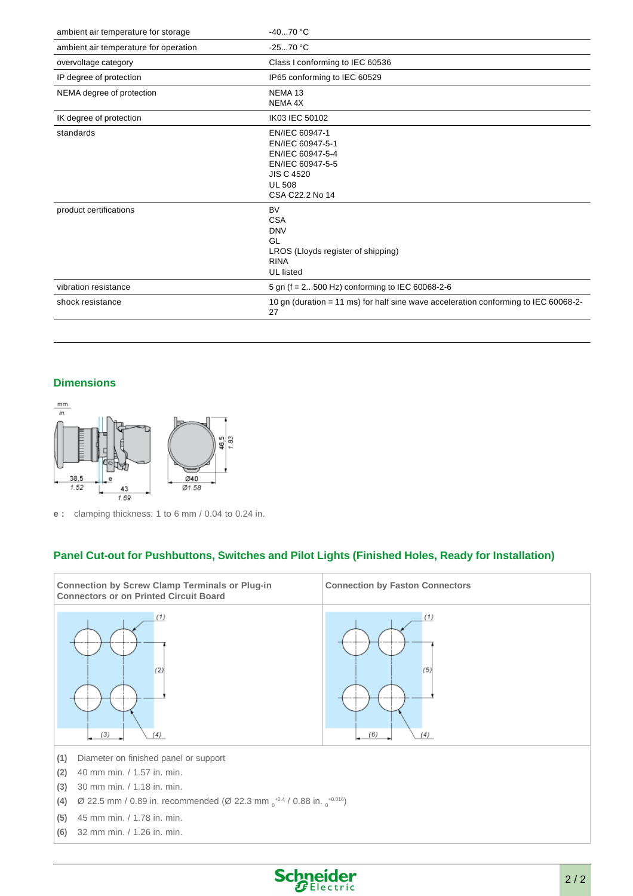| | |
|---|---|
| ambient air temperature for storage | -40...70 °C |
| ambient air temperature for operation | -25...70 °C |
| overvoltage category | Class I conforming to IEC 60536 |
| IP degree of protection | IP65 conforming to IEC 60529 |
| NEMA degree of protection | NEMA 13<br>NEMA 4X |
| IK degree of protection | IK03 IEC 50102 |
| standards | EN/IEC 60947-1<br>EN/IEC 60947-5-1<br>EN/IEC 60947-5-4<br>EN/IEC 60947-5-5<br>JIS C 4520<br>UL 508<br>CSA C22.2 No 14 |
| product certifications | BV<br>CSA<br>DNV<br>GL<br>LROS (Lloyds register of shipping)<br>RINA<br>UL listed |
| vibration resistance | 5 gn (f = 2...500 Hz) conforming to IEC 60068-2-6 |
| shock resistance | 10 gn (duration = 11 ms) for half sine wave acceleration conforming to IEC 60068-2-27 |

## Dimensions

mm
in.

38,5
1.52

e

43
1.69

46,5
1.83

Ø40
Ø1.58

**e :** clamping thickness: 1 to 6 mm / 0.04 to 0.24 in.

## Panel Cut-out for Pushbuttons, Switches and Pilot Lights (Finished Holes, Ready for Installation)

| Connection by Screw Clamp Terminals or Plug-in Connectors or on Printed Circuit Board | Connection by Faston Connectors |
|---|---|
| (1) (2) (3) (4) | (1) (5) (6) (4) |

**(1)** Diameter on finished panel or support

**(2)** 40 mm min. / 1.57 in. min.

**(3)** 30 mm min. / 1.18 in. min.

**(4)** Ø 22.5 mm / 0.89 in. recommended (Ø 22.3 mm $_{0}^{+0.4}$ / 0.88 in. $_{0}^{+0.016}$)

**(5)** 45 mm min. / 1.78 in. min.

**(6)** 32 mm min. / 1.26 in. min.